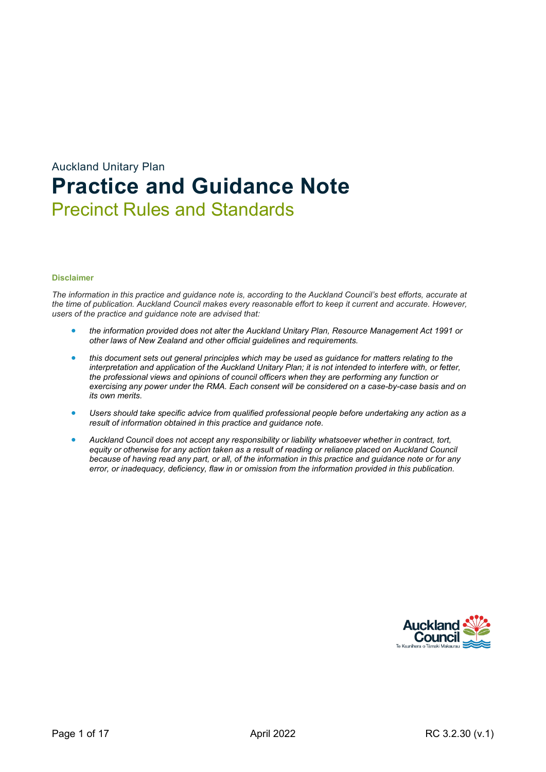Auckland Unitary Plan

# Practice and Guidance Note

## Precinct Rules and Standards

**Disclaimer**

*The information in this practice and guidance note is, according to the Auckland Council's best efforts, accurate at the time of publication. Auckland Council makes every reasonable effort to keep it current and accurate. However, users of the practice and guidance note are advised that:*

- *the information provided does not alter the Auckland Unitary Plan, Resource Management Act 1991 or other laws of New Zealand and other official guidelines and requirements.*
- *this document sets out general principles which may be used as guidance for matters relating to the interpretation and application of the Auckland Unitary Plan; it is not intended to interfere with, or fetter, the professional views and opinions of council officers when they are performing any function or exercising any power under the RMA. Each consent will be considered on a case-by-case basis and on its own merits.*
- *Users should take specific advice from qualified professional people before undertaking any action as a result of information obtained in this practice and guidance note.*
- *Auckland Council does not accept any responsibility or liability whatsoever whether in contract, tort, equity or otherwise for any action taken as a result of reading or reliance placed on Auckland Council because of having read any part, or all, of the information in this practice and guidance note or for any error, or inadequacy, deficiency, flaw in or omission from the information provided in this publication.*

Auckland Council
Te Kaunihera o Tāmaki Makaurau

April 2022

RC 3.2.30 (v.1)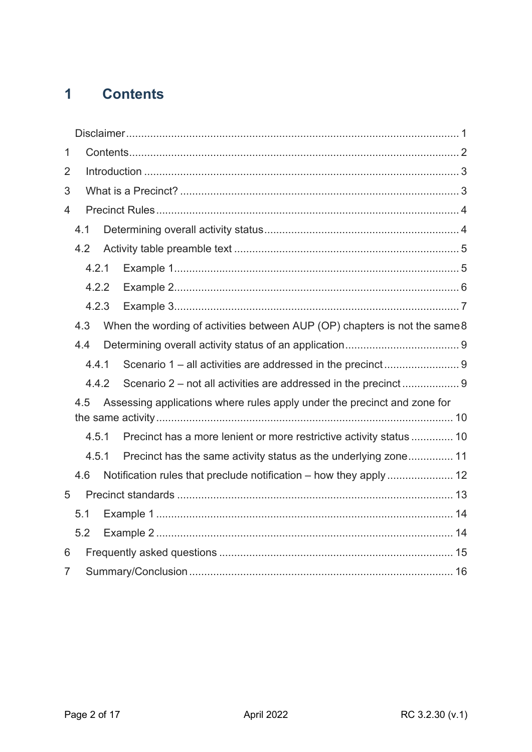# 1 Contents

- Disclaimer ... 1
- 1 Contents ... 2
- 2 Introduction ... 3
- 3 What is a Precinct? ... 3
- 4 Precinct Rules ... 4
  - 4.1 Determining overall activity status ... 4
  - 4.2 Activity table preamble text ... 5
    - 4.2.1 Example 1 ... 5
    - 4.2.2 Example 2 ... 6
    - 4.2.3 Example 3 ... 7
  - 4.3 When the wording of activities between AUP (OP) chapters is not the same ... 8
  - 4.4 Determining overall activity status of an application ... 9
    - 4.4.1 Scenario 1 – all activities are addressed in the precinct ... 9
    - 4.4.2 Scenario 2 – not all activities are addressed in the precinct ... 9
  - 4.5 Assessing applications where rules apply under the precinct and zone for the same activity ... 10
    - 4.5.1 Precinct has a more lenient or more restrictive activity status ... 10
    - 4.5.1 Precinct has the same activity status as the underlying zone ... 11
  - 4.6 Notification rules that preclude notification – how they apply ... 12
- 5 Precinct standards ... 13
  - 5.1 Example 1 ... 14
  - 5.2 Example 2 ... 14
- 6 Frequently asked questions ... 15
- 7 Summary/Conclusion ... 16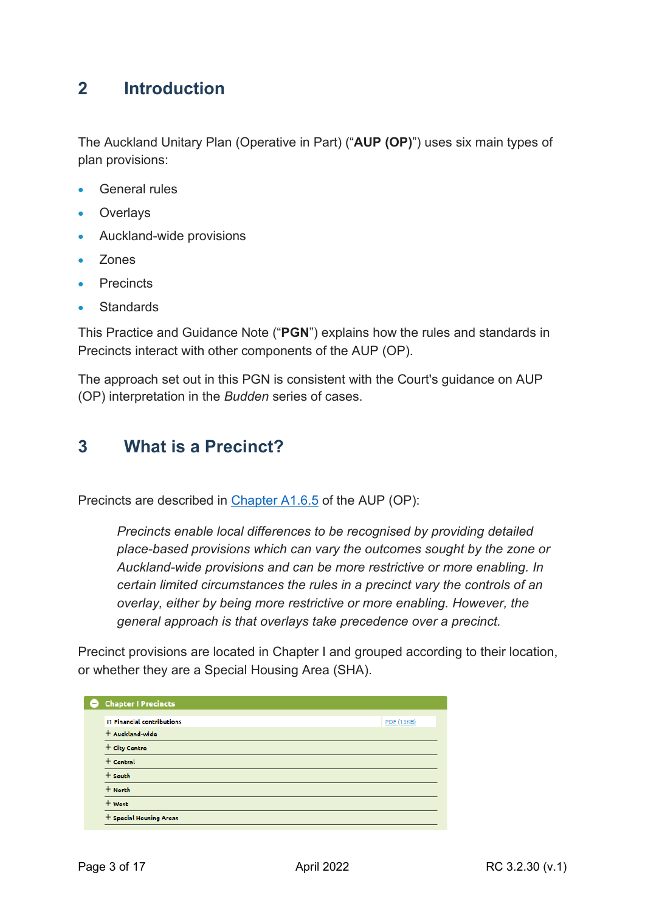## 2 Introduction

The Auckland Unitary Plan (Operative in Part) ("**AUP (OP)**") uses six main types of plan provisions:

- General rules
- Overlays
- Auckland-wide provisions
- Zones
- Precincts
- Standards

This Practice and Guidance Note ("**PGN**") explains how the rules and standards in Precincts interact with other components of the AUP (OP).

The approach set out in this PGN is consistent with the Court's guidance on AUP (OP) interpretation in the *Budden* series of cases.

## 3 What is a Precinct?

Precincts are described in Chapter A1.6.5 of the AUP (OP):

> *Precincts enable local differences to be recognised by providing detailed place-based provisions which can vary the outcomes sought by the zone or Auckland-wide provisions and can be more restrictive or more enabling. In certain limited circumstances the rules in a precinct vary the controls of an overlay, either by being more restrictive or more enabling. However, the general approach is that overlays take precedence over a precinct.*

Precinct provisions are located in Chapter I and grouped according to their location, or whether they are a Special Housing Area (SHA).

| Chapter I Precincts | |
|---|---|
| I1 Financial contributions | PDF (13KB) |
| + Auckland-wide | |
| + City Centre | |
| + Central | |
| + South | |
| + North | |
| + West | |
| + Special Housing Areas | |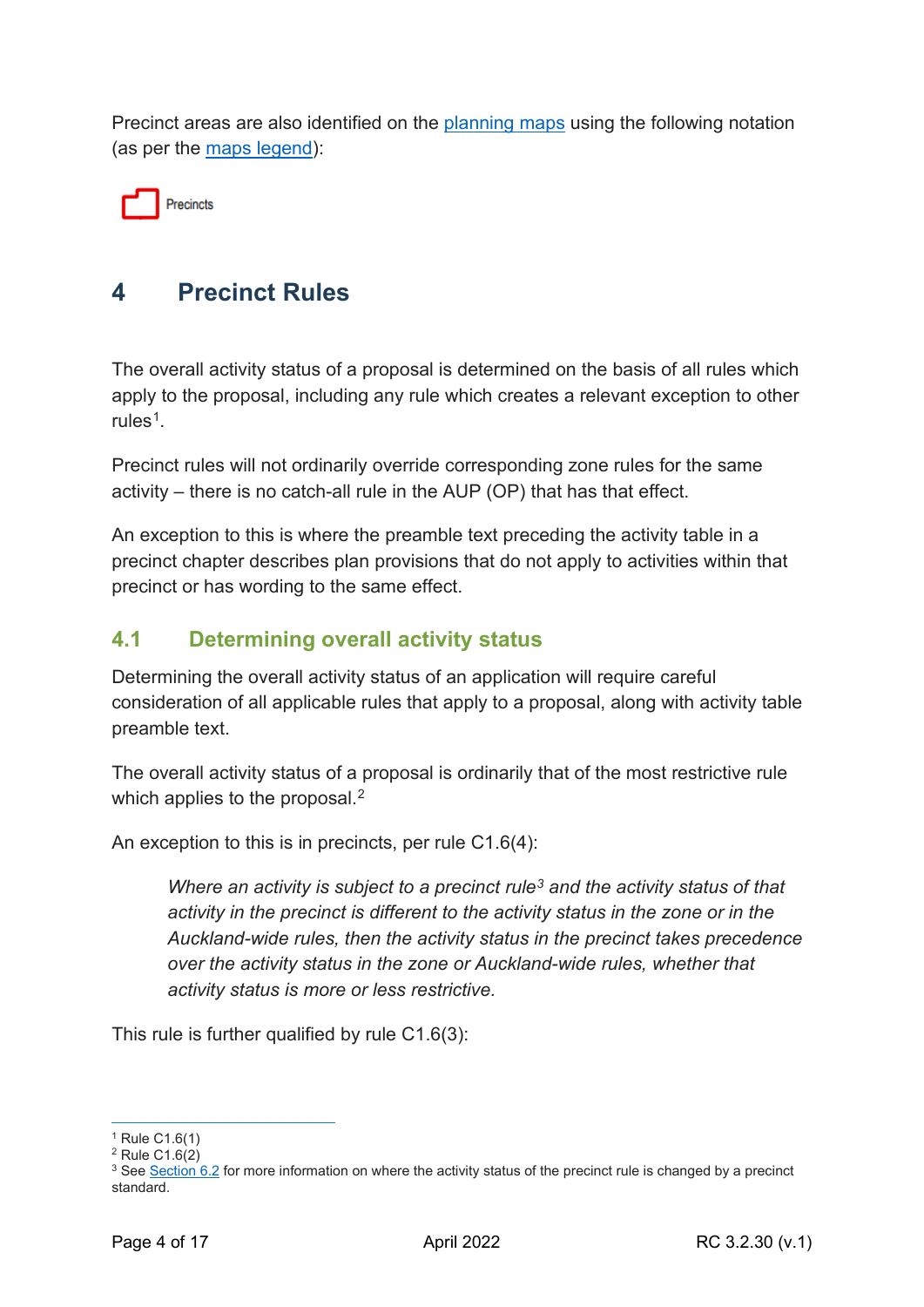Precinct areas are also identified on the planning maps using the following notation (as per the maps legend):

Precincts

# 4 Precinct Rules

The overall activity status of a proposal is determined on the basis of all rules which apply to the proposal, including any rule which creates a relevant exception to other rules[1].

Precinct rules will not ordinarily override corresponding zone rules for the same activity – there is no catch-all rule in the AUP (OP) that has that effect.

An exception to this is where the preamble text preceding the activity table in a precinct chapter describes plan provisions that do not apply to activities within that precinct or has wording to the same effect.

## 4.1 Determining overall activity status

Determining the overall activity status of an application will require careful consideration of all applicable rules that apply to a proposal, along with activity table preamble text.

The overall activity status of a proposal is ordinarily that of the most restrictive rule which applies to the proposal.[2]

An exception to this is in precincts, per rule C1.6(4):

> *Where an activity is subject to a precinct rule[3] and the activity status of that activity in the precinct is different to the activity status in the zone or in the Auckland-wide rules, then the activity status in the precinct takes precedence over the activity status in the zone or Auckland-wide rules, whether that activity status is more or less restrictive.*

This rule is further qualified by rule C1.6(3):

---

[1] Rule C1.6(1)
[2] Rule C1.6(2)
[3] See Section 6.2 for more information on where the activity status of the precinct rule is changed by a precinct standard.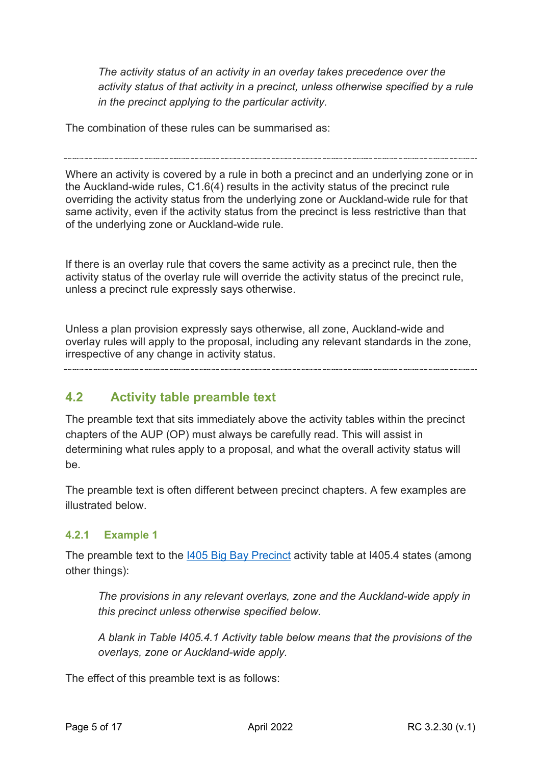> *The activity status of an activity in an overlay takes precedence over the activity status of that activity in a precinct, unless otherwise specified by a rule in the precinct applying to the particular activity.*

The combination of these rules can be summarised as:

---

Where an activity is covered by a rule in both a precinct and an underlying zone or in the Auckland-wide rules, C1.6(4) results in the activity status of the precinct rule overriding the activity status from the underlying zone or Auckland-wide rule for that same activity, even if the activity status from the precinct is less restrictive than that of the underlying zone or Auckland-wide rule.

If there is an overlay rule that covers the same activity as a precinct rule, then the activity status of the overlay rule will override the activity status of the precinct rule, unless a precinct rule expressly says otherwise.

Unless a plan provision expressly says otherwise, all zone, Auckland-wide and overlay rules will apply to the proposal, including any relevant standards in the zone, irrespective of any change in activity status.

---

## 4.2 Activity table preamble text

The preamble text that sits immediately above the activity tables within the precinct chapters of the AUP (OP) must always be carefully read. This will assist in determining what rules apply to a proposal, and what the overall activity status will be.

The preamble text is often different between precinct chapters. A few examples are illustrated below.

### 4.2.1 Example 1

The preamble text to the I405 Big Bay Precinct activity table at I405.4 states (among other things):

> *The provisions in any relevant overlays, zone and the Auckland-wide apply in this precinct unless otherwise specified below.*
>
> *A blank in Table I405.4.1 Activity table below means that the provisions of the overlays, zone or Auckland-wide apply.*

The effect of this preamble text is as follows: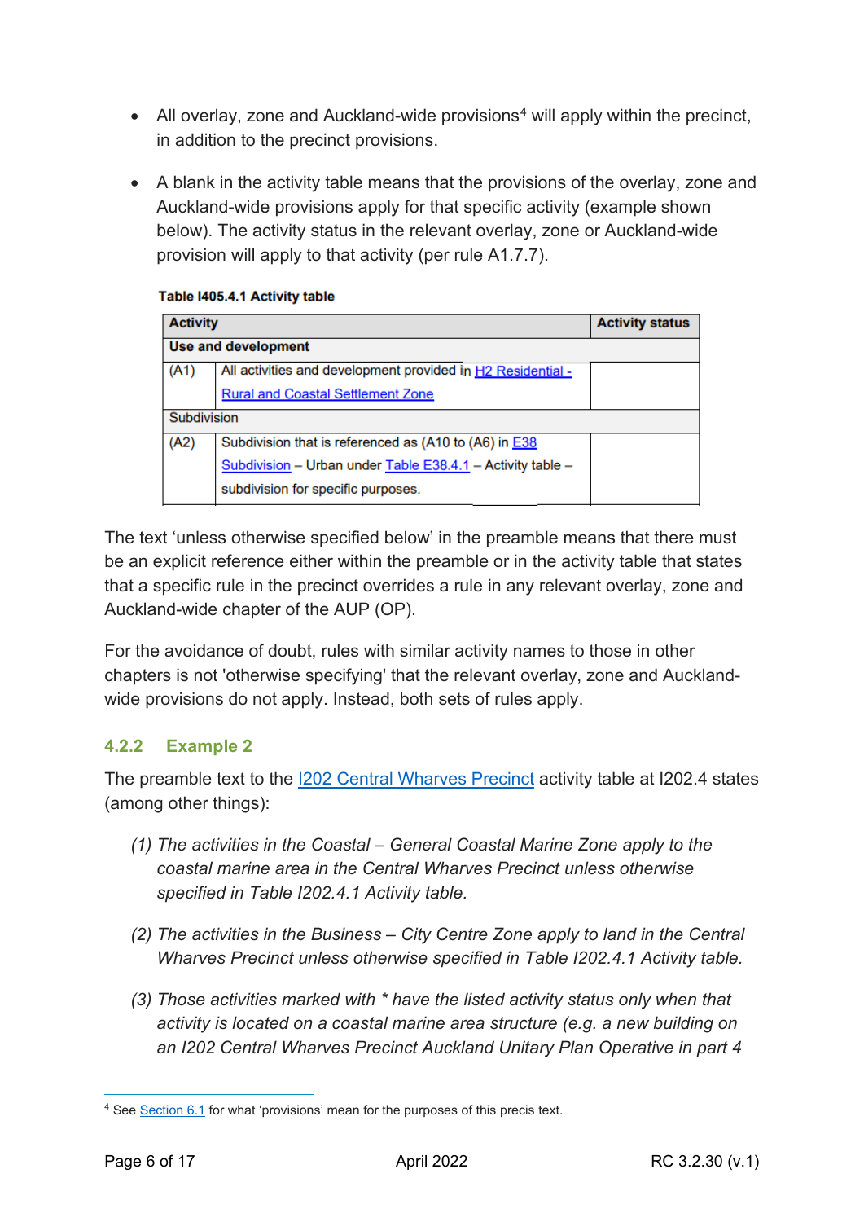- All overlay, zone and Auckland-wide provisions[4] will apply within the precinct, in addition to the precinct provisions.

- A blank in the activity table means that the provisions of the overlay, zone and Auckland-wide provisions apply for that specific activity (example shown below). The activity status in the relevant overlay, zone or Auckland-wide provision will apply to that activity (per rule A1.7.7).

**Table I405.4.1 Activity table**

| Activity | | Activity status |
|---|---|---|
| **Use and development** | | |
| (A1) | All activities and development provided in H2 Residential - Rural and Coastal Settlement Zone | |
| Subdivision | | |
| (A2) | Subdivision that is referenced as (A10 to (A6) in E38 Subdivision – Urban under Table E38.4.1 – Activity table – subdivision for specific purposes. | |

The text 'unless otherwise specified below' in the preamble means that there must be an explicit reference either within the preamble or in the activity table that states that a specific rule in the precinct overrides a rule in any relevant overlay, zone and Auckland-wide chapter of the AUP (OP).

For the avoidance of doubt, rules with similar activity names to those in other chapters is not 'otherwise specifying' that the relevant overlay, zone and Auckland-wide provisions do not apply. Instead, both sets of rules apply.

### 4.2.2 Example 2

The preamble text to the I202 Central Wharves Precinct activity table at I202.4 states (among other things):

> *(1) The activities in the Coastal – General Coastal Marine Zone apply to the coastal marine area in the Central Wharves Precinct unless otherwise specified in Table I202.4.1 Activity table.*
>
> *(2) The activities in the Business – City Centre Zone apply to land in the Central Wharves Precinct unless otherwise specified in Table I202.4.1 Activity table.*
>
> *(3) Those activities marked with * have the listed activity status only when that activity is located on a coastal marine area structure (e.g. a new building on an I202 Central Wharves Precinct Auckland Unitary Plan Operative in part 4*

[4] See Section 6.1 for what 'provisions' mean for the purposes of this precis text.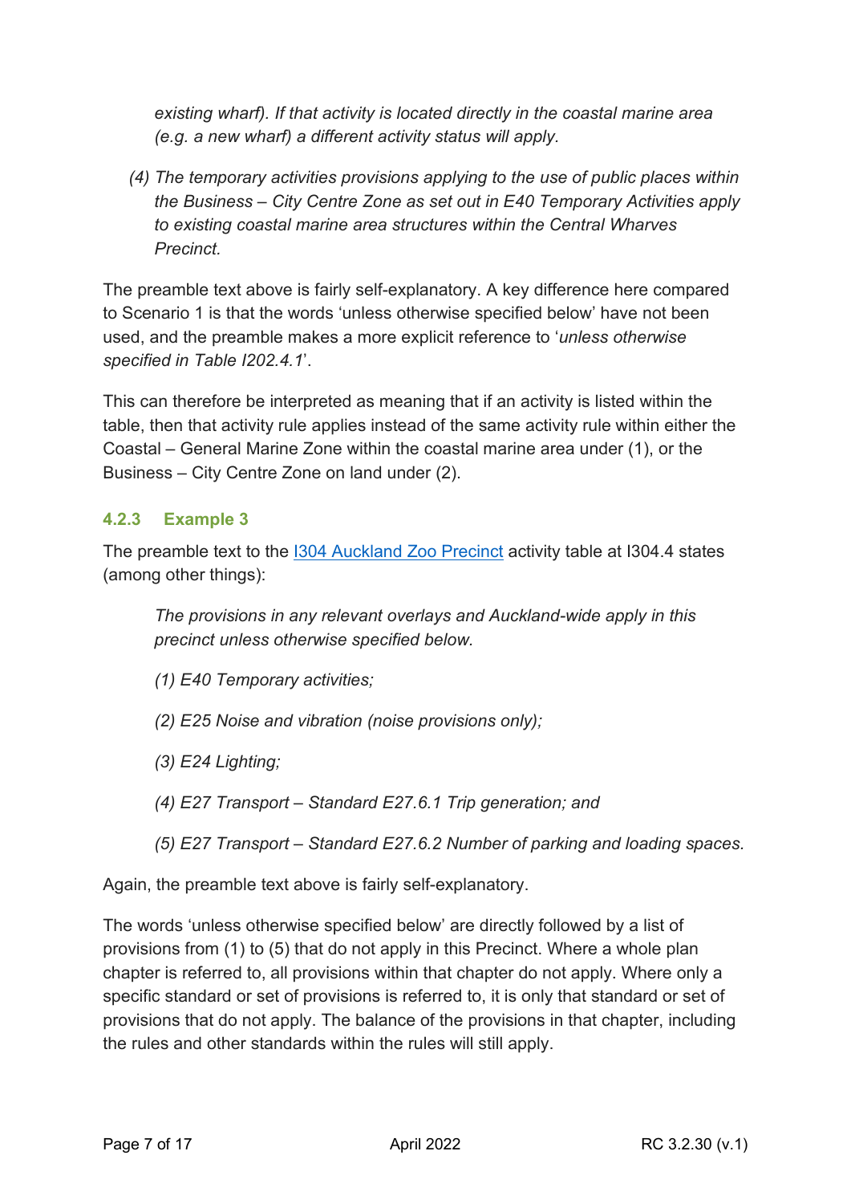*existing wharf). If that activity is located directly in the coastal marine area (e.g. a new wharf) a different activity status will apply.*

*(4) The temporary activities provisions applying to the use of public places within the Business – City Centre Zone as set out in E40 Temporary Activities apply to existing coastal marine area structures within the Central Wharves Precinct.*

The preamble text above is fairly self-explanatory. A key difference here compared to Scenario 1 is that the words 'unless otherwise specified below' have not been used, and the preamble makes a more explicit reference to '*unless otherwise specified in Table I202.4.1*'.

This can therefore be interpreted as meaning that if an activity is listed within the table, then that activity rule applies instead of the same activity rule within either the Coastal – General Marine Zone within the coastal marine area under (1), or the Business – City Centre Zone on land under (2).

### 4.2.3 Example 3

The preamble text to the I304 Auckland Zoo Precinct activity table at I304.4 states (among other things):

> *The provisions in any relevant overlays and Auckland-wide apply in this precinct unless otherwise specified below.*
>
> *(1) E40 Temporary activities;*
>
> *(2) E25 Noise and vibration (noise provisions only);*
>
> *(3) E24 Lighting;*
>
> *(4) E27 Transport – Standard E27.6.1 Trip generation; and*
>
> *(5) E27 Transport – Standard E27.6.2 Number of parking and loading spaces.*

Again, the preamble text above is fairly self-explanatory.

The words 'unless otherwise specified below' are directly followed by a list of provisions from (1) to (5) that do not apply in this Precinct. Where a whole plan chapter is referred to, all provisions within that chapter do not apply. Where only a specific standard or set of provisions is referred to, it is only that standard or set of provisions that do not apply. The balance of the provisions in that chapter, including the rules and other standards within the rules will still apply.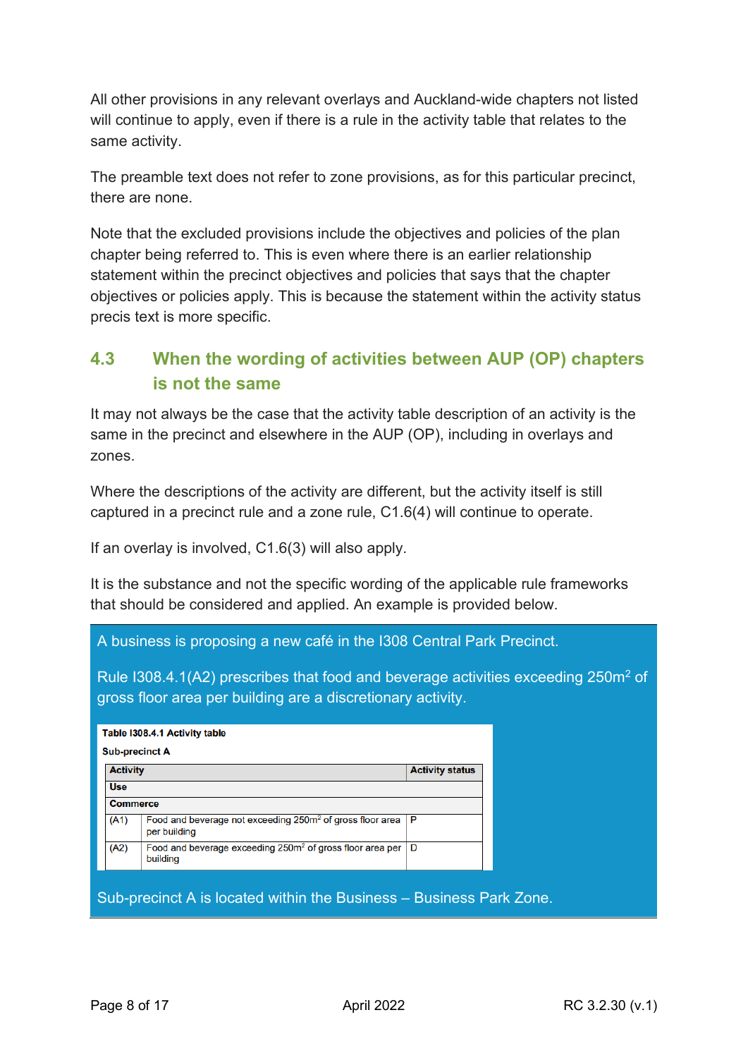All other provisions in any relevant overlays and Auckland-wide chapters not listed will continue to apply, even if there is a rule in the activity table that relates to the same activity.

The preamble text does not refer to zone provisions, as for this particular precinct, there are none.

Note that the excluded provisions include the objectives and policies of the plan chapter being referred to. This is even where there is an earlier relationship statement within the precinct objectives and policies that says that the chapter objectives or policies apply. This is because the statement within the activity status precis text is more specific.

## 4.3 When the wording of activities between AUP (OP) chapters is not the same

It may not always be the case that the activity table description of an activity is the same in the precinct and elsewhere in the AUP (OP), including in overlays and zones.

Where the descriptions of the activity are different, but the activity itself is still captured in a precinct rule and a zone rule, C1.6(4) will continue to operate.

If an overlay is involved, C1.6(3) will also apply.

It is the substance and not the specific wording of the applicable rule frameworks that should be considered and applied. An example is provided below.

A business is proposing a new café in the I308 Central Park Precinct.

Rule I308.4.1(A2) prescribes that food and beverage activities exceeding 250m² of gross floor area per building are a discretionary activity.

**Table I308.4.1 Activity table**

**Sub-precinct A**

| Activity | | Activity status |
|---|---|---|
| **Use** | | |
| **Commerce** | | |
| (A1) | Food and beverage not exceeding 250m² of gross floor area per building | P |
| (A2) | Food and beverage exceeding 250m² of gross floor area per building | D |

Sub-precinct A is located within the Business – Business Park Zone.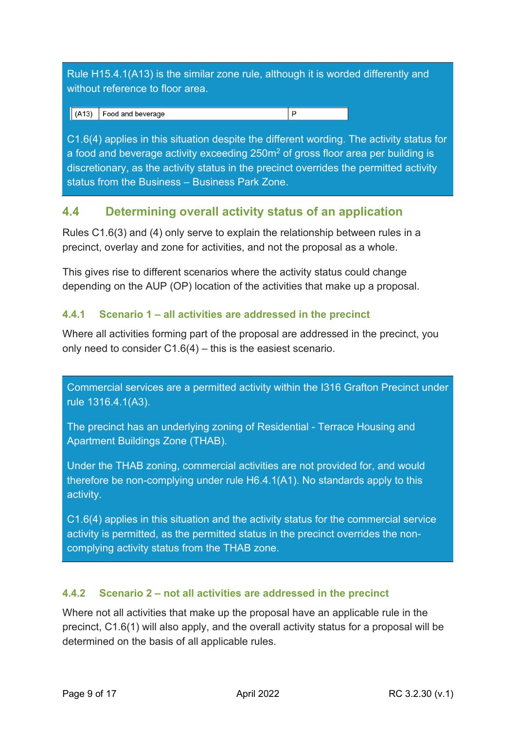Rule H15.4.1(A13) is the similar zone rule, although it is worded differently and without reference to floor area.

| (A13) | Food and beverage | P |
|---|---|---|

C1.6(4) applies in this situation despite the different wording. The activity status for a food and beverage activity exceeding 250m$^2$ of gross floor area per building is discretionary, as the activity status in the precinct overrides the permitted activity status from the Business – Business Park Zone.

## 4.4 Determining overall activity status of an application

Rules C1.6(3) and (4) only serve to explain the relationship between rules in a precinct, overlay and zone for activities, and not the proposal as a whole.

This gives rise to different scenarios where the activity status could change depending on the AUP (OP) location of the activities that make up a proposal.

### 4.4.1 Scenario 1 – all activities are addressed in the precinct

Where all activities forming part of the proposal are addressed in the precinct, you only need to consider C1.6(4) – this is the easiest scenario.

Commercial services are a permitted activity within the I316 Grafton Precinct under rule 1316.4.1(A3).

The precinct has an underlying zoning of Residential - Terrace Housing and Apartment Buildings Zone (THAB).

Under the THAB zoning, commercial activities are not provided for, and would therefore be non-complying under rule H6.4.1(A1). No standards apply to this activity.

C1.6(4) applies in this situation and the activity status for the commercial service activity is permitted, as the permitted status in the precinct overrides the non-complying activity status from the THAB zone.

### 4.4.2 Scenario 2 – not all activities are addressed in the precinct

Where not all activities that make up the proposal have an applicable rule in the precinct, C1.6(1) will also apply, and the overall activity status for a proposal will be determined on the basis of all applicable rules.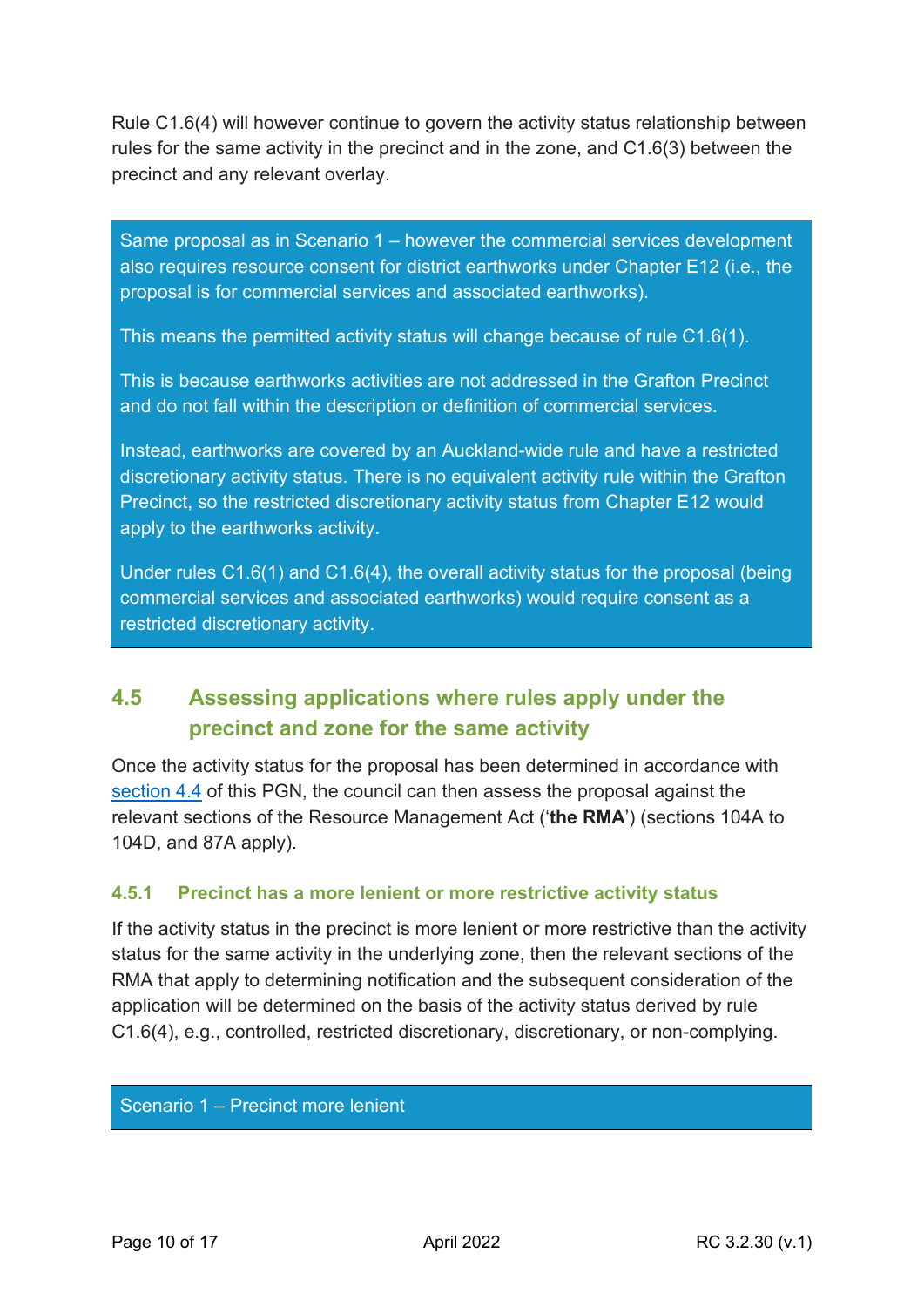Rule C1.6(4) will however continue to govern the activity status relationship between rules for the same activity in the precinct and in the zone, and C1.6(3) between the precinct and any relevant overlay.

> Same proposal as in Scenario 1 – however the commercial services development also requires resource consent for district earthworks under Chapter E12 (i.e., the proposal is for commercial services and associated earthworks).
>
> This means the permitted activity status will change because of rule C1.6(1).
>
> This is because earthworks activities are not addressed in the Grafton Precinct and do not fall within the description or definition of commercial services.
>
> Instead, earthworks are covered by an Auckland-wide rule and have a restricted discretionary activity status. There is no equivalent activity rule within the Grafton Precinct, so the restricted discretionary activity status from Chapter E12 would apply to the earthworks activity.
>
> Under rules C1.6(1) and C1.6(4), the overall activity status for the proposal (being commercial services and associated earthworks) would require consent as a restricted discretionary activity.

## 4.5 Assessing applications where rules apply under the precinct and zone for the same activity

Once the activity status for the proposal has been determined in accordance with section 4.4 of this PGN, the council can then assess the proposal against the relevant sections of the Resource Management Act ('**the RMA**') (sections 104A to 104D, and 87A apply).

### 4.5.1 Precinct has a more lenient or more restrictive activity status

If the activity status in the precinct is more lenient or more restrictive than the activity status for the same activity in the underlying zone, then the relevant sections of the RMA that apply to determining notification and the subsequent consideration of the application will be determined on the basis of the activity status derived by rule C1.6(4), e.g., controlled, restricted discretionary, discretionary, or non-complying.

> Scenario 1 – Precinct more lenient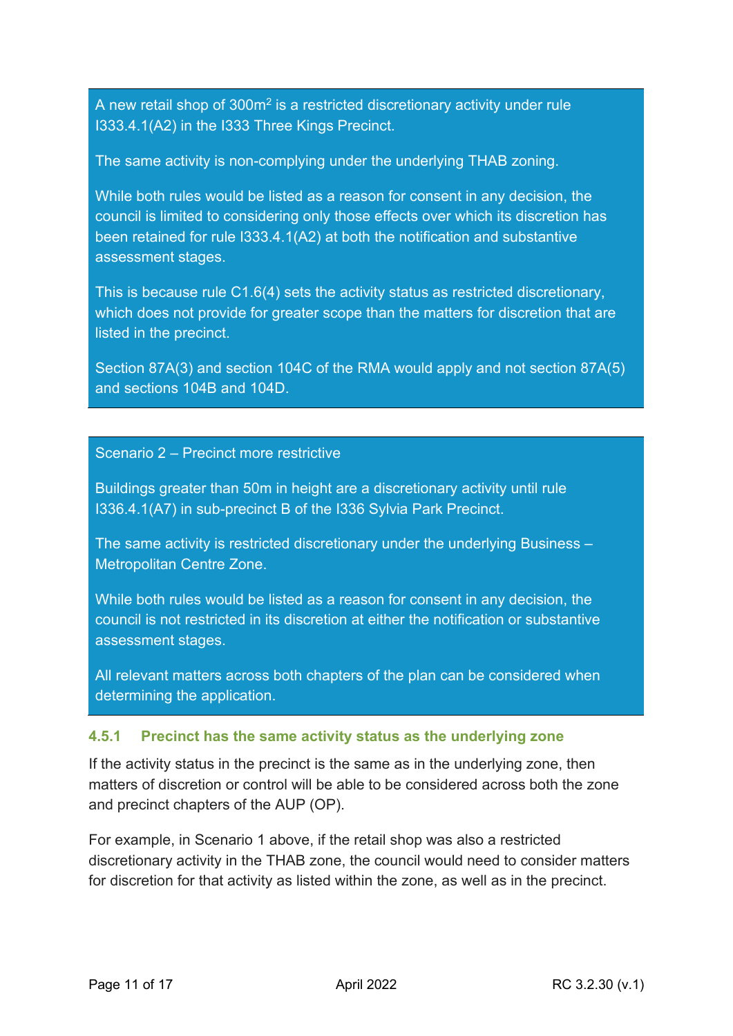A new retail shop of 300m² is a restricted discretionary activity under rule I333.4.1(A2) in the I333 Three Kings Precinct.

The same activity is non-complying under the underlying THAB zoning.

While both rules would be listed as a reason for consent in any decision, the council is limited to considering only those effects over which its discretion has been retained for rule I333.4.1(A2) at both the notification and substantive assessment stages.

This is because rule C1.6(4) sets the activity status as restricted discretionary, which does not provide for greater scope than the matters for discretion that are listed in the precinct.

Section 87A(3) and section 104C of the RMA would apply and not section 87A(5) and sections 104B and 104D.

Scenario 2 – Precinct more restrictive

Buildings greater than 50m in height are a discretionary activity until rule I336.4.1(A7) in sub-precinct B of the I336 Sylvia Park Precinct.

The same activity is restricted discretionary under the underlying Business – Metropolitan Centre Zone.

While both rules would be listed as a reason for consent in any decision, the council is not restricted in its discretion at either the notification or substantive assessment stages.

All relevant matters across both chapters of the plan can be considered when determining the application.

### 4.5.1 Precinct has the same activity status as the underlying zone

If the activity status in the precinct is the same as in the underlying zone, then matters of discretion or control will be able to be considered across both the zone and precinct chapters of the AUP (OP).

For example, in Scenario 1 above, if the retail shop was also a restricted discretionary activity in the THAB zone, the council would need to consider matters for discretion for that activity as listed within the zone, as well as in the precinct.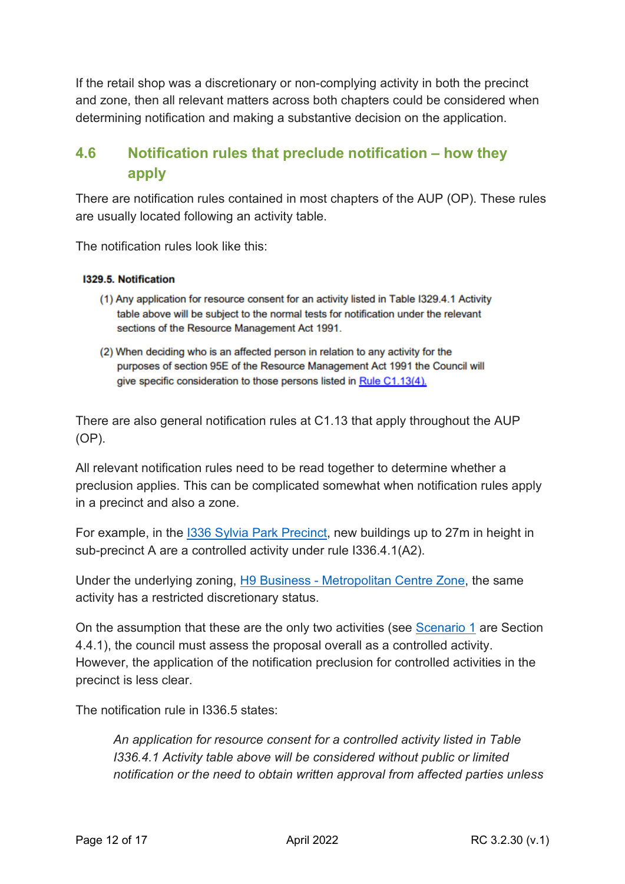If the retail shop was a discretionary or non-complying activity in both the precinct and zone, then all relevant matters across both chapters could be considered when determining notification and making a substantive decision on the application.

## 4.6 Notification rules that preclude notification – how they apply

There are notification rules contained in most chapters of the AUP (OP). These rules are usually located following an activity table.

The notification rules look like this:

> **I329.5. Notification**
>
> (1) Any application for resource consent for an activity listed in Table I329.4.1 Activity table above will be subject to the normal tests for notification under the relevant sections of the Resource Management Act 1991.
>
> (2) When deciding who is an affected person in relation to any activity for the purposes of section 95E of the Resource Management Act 1991 the Council will give specific consideration to those persons listed in Rule C1.13(4).

There are also general notification rules at C1.13 that apply throughout the AUP (OP).

All relevant notification rules need to be read together to determine whether a preclusion applies. This can be complicated somewhat when notification rules apply in a precinct and also a zone.

For example, in the I336 Sylvia Park Precinct, new buildings up to 27m in height in sub-precinct A are a controlled activity under rule I336.4.1(A2).

Under the underlying zoning, H9 Business - Metropolitan Centre Zone, the same activity has a restricted discretionary status.

On the assumption that these are the only two activities (see Scenario 1 are Section 4.4.1), the council must assess the proposal overall as a controlled activity. However, the application of the notification preclusion for controlled activities in the precinct is less clear.

The notification rule in I336.5 states:

> *An application for resource consent for a controlled activity listed in Table I336.4.1 Activity table above will be considered without public or limited notification or the need to obtain written approval from affected parties unless*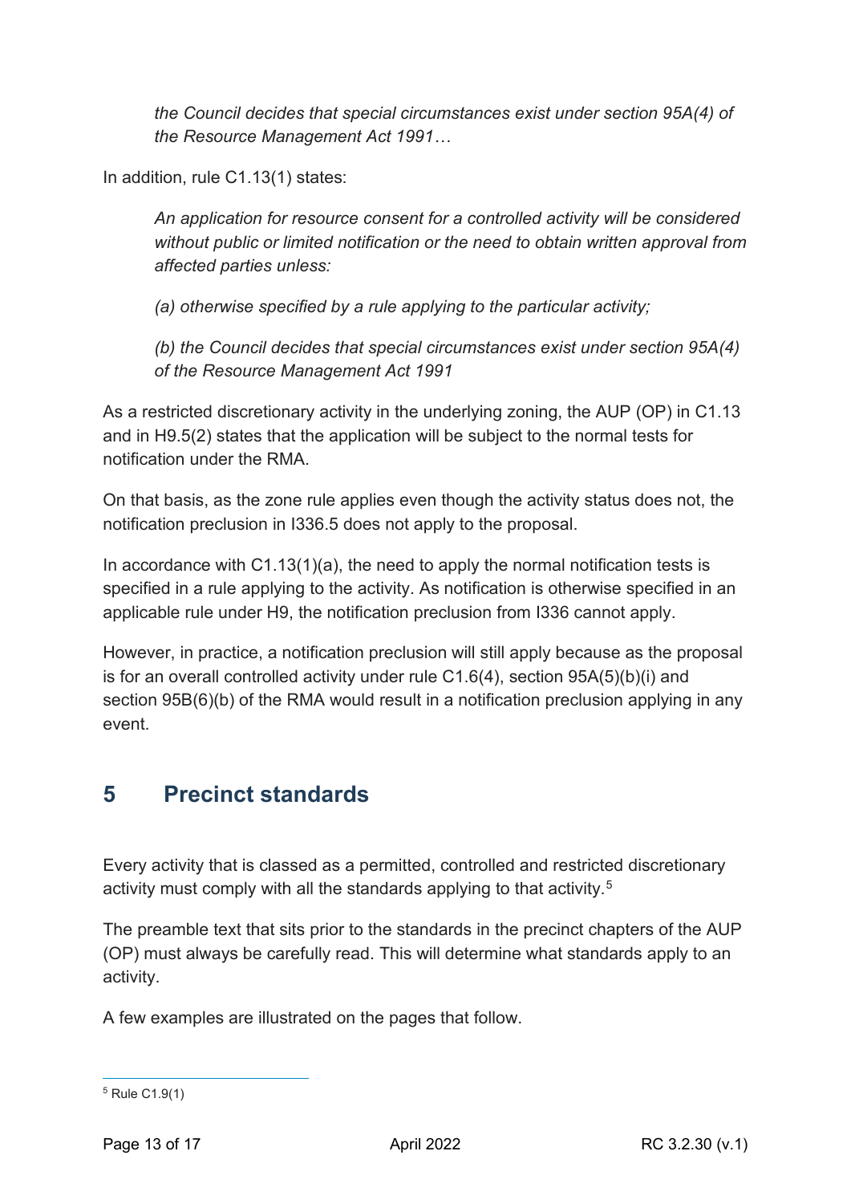> *the Council decides that special circumstances exist under section 95A(4) of the Resource Management Act 1991…*

In addition, rule C1.13(1) states:

> *An application for resource consent for a controlled activity will be considered without public or limited notification or the need to obtain written approval from affected parties unless:*
>
> *(a) otherwise specified by a rule applying to the particular activity;*
>
> *(b) the Council decides that special circumstances exist under section 95A(4) of the Resource Management Act 1991*

As a restricted discretionary activity in the underlying zoning, the AUP (OP) in C1.13 and in H9.5(2) states that the application will be subject to the normal tests for notification under the RMA.

On that basis, as the zone rule applies even though the activity status does not, the notification preclusion in I336.5 does not apply to the proposal.

In accordance with C1.13(1)(a), the need to apply the normal notification tests is specified in a rule applying to the activity. As notification is otherwise specified in an applicable rule under H9, the notification preclusion from I336 cannot apply.

However, in practice, a notification preclusion will still apply because as the proposal is for an overall controlled activity under rule C1.6(4), section 95A(5)(b)(i) and section 95B(6)(b) of the RMA would result in a notification preclusion applying in any event.

## 5 Precinct standards

Every activity that is classed as a permitted, controlled and restricted discretionary activity must comply with all the standards applying to that activity.[5]

The preamble text that sits prior to the standards in the precinct chapters of the AUP (OP) must always be carefully read. This will determine what standards apply to an activity.

A few examples are illustrated on the pages that follow.

[5] Rule C1.9(1)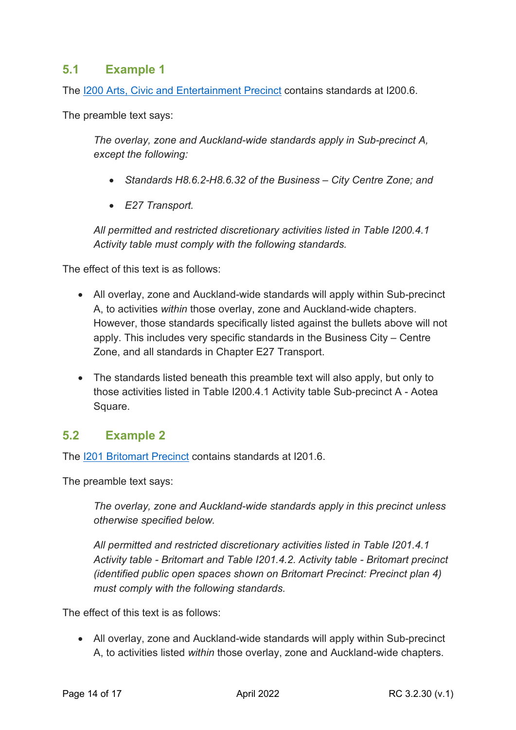## 5.1 Example 1

The I200 Arts, Civic and Entertainment Precinct contains standards at I200.6.

The preamble text says:

> *The overlay, zone and Auckland-wide standards apply in Sub-precinct A, except the following:*
>
> - *Standards H8.6.2-H8.6.32 of the Business – City Centre Zone; and*
> - *E27 Transport.*
>
> *All permitted and restricted discretionary activities listed in Table I200.4.1 Activity table must comply with the following standards.*

The effect of this text is as follows:

- All overlay, zone and Auckland-wide standards will apply within Sub-precinct A, to activities *within* those overlay, zone and Auckland-wide chapters. However, those standards specifically listed against the bullets above will not apply. This includes very specific standards in the Business City – Centre Zone, and all standards in Chapter E27 Transport.
- The standards listed beneath this preamble text will also apply, but only to those activities listed in Table I200.4.1 Activity table Sub-precinct A - Aotea Square.

## 5.2 Example 2

The I201 Britomart Precinct contains standards at I201.6.

The preamble text says:

> *The overlay, zone and Auckland-wide standards apply in this precinct unless otherwise specified below.*
>
> *All permitted and restricted discretionary activities listed in Table I201.4.1 Activity table - Britomart and Table I201.4.2. Activity table - Britomart precinct (identified public open spaces shown on Britomart Precinct: Precinct plan 4) must comply with the following standards.*

The effect of this text is as follows:

- All overlay, zone and Auckland-wide standards will apply within Sub-precinct A, to activities listed *within* those overlay, zone and Auckland-wide chapters.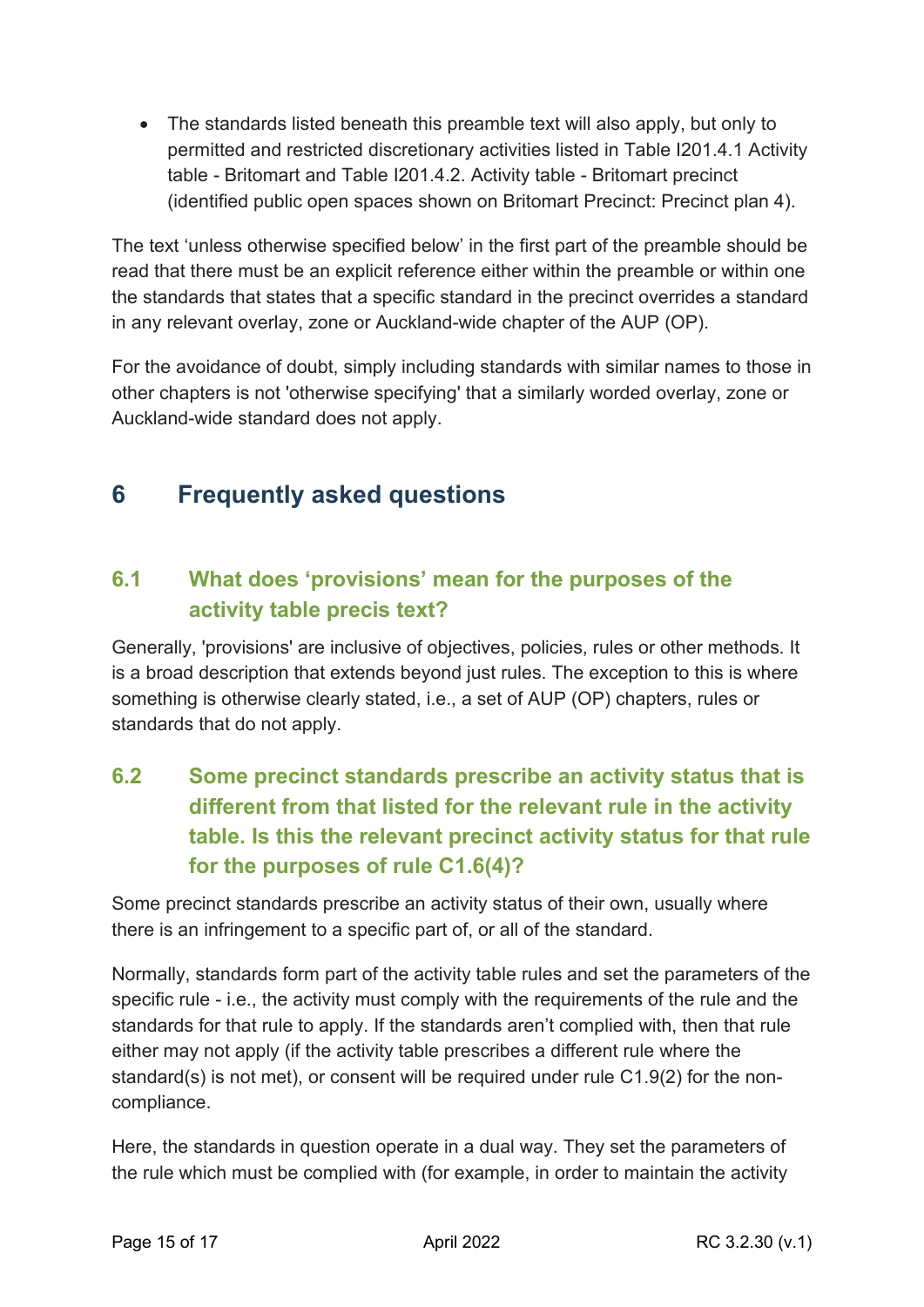- The standards listed beneath this preamble text will also apply, but only to permitted and restricted discretionary activities listed in Table I201.4.1 Activity table - Britomart and Table I201.4.2. Activity table - Britomart precinct (identified public open spaces shown on Britomart Precinct: Precinct plan 4).

The text 'unless otherwise specified below' in the first part of the preamble should be read that there must be an explicit reference either within the preamble or within one the standards that states that a specific standard in the precinct overrides a standard in any relevant overlay, zone or Auckland-wide chapter of the AUP (OP).

For the avoidance of doubt, simply including standards with similar names to those in other chapters is not 'otherwise specifying' that a similarly worded overlay, zone or Auckland-wide standard does not apply.

## 6 Frequently asked questions

### 6.1 What does 'provisions' mean for the purposes of the activity table precis text?

Generally, 'provisions' are inclusive of objectives, policies, rules or other methods. It is a broad description that extends beyond just rules. The exception to this is where something is otherwise clearly stated, i.e., a set of AUP (OP) chapters, rules or standards that do not apply.

### 6.2 Some precinct standards prescribe an activity status that is different from that listed for the relevant rule in the activity table. Is this the relevant precinct activity status for that rule for the purposes of rule C1.6(4)?

Some precinct standards prescribe an activity status of their own, usually where there is an infringement to a specific part of, or all of the standard.

Normally, standards form part of the activity table rules and set the parameters of the specific rule - i.e., the activity must comply with the requirements of the rule and the standards for that rule to apply. If the standards aren't complied with, then that rule either may not apply (if the activity table prescribes a different rule where the standard(s) is not met), or consent will be required under rule C1.9(2) for the non-compliance.

Here, the standards in question operate in a dual way. They set the parameters of the rule which must be complied with (for example, in order to maintain the activity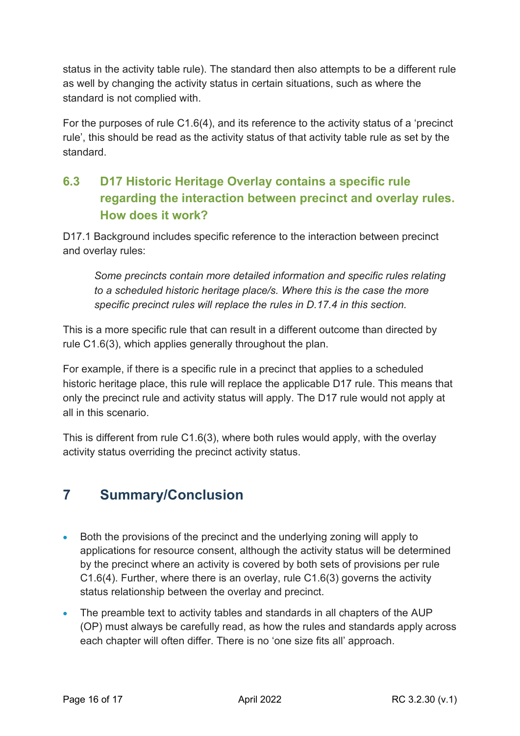status in the activity table rule). The standard then also attempts to be a different rule as well by changing the activity status in certain situations, such as where the standard is not complied with.

For the purposes of rule C1.6(4), and its reference to the activity status of a 'precinct rule', this should be read as the activity status of that activity table rule as set by the standard.

### 6.3 D17 Historic Heritage Overlay contains a specific rule regarding the interaction between precinct and overlay rules. How does it work?

D17.1 Background includes specific reference to the interaction between precinct and overlay rules:

> *Some precincts contain more detailed information and specific rules relating to a scheduled historic heritage place/s. Where this is the case the more specific precinct rules will replace the rules in D.17.4 in this section.*

This is a more specific rule that can result in a different outcome than directed by rule C1.6(3), which applies generally throughout the plan.

For example, if there is a specific rule in a precinct that applies to a scheduled historic heritage place, this rule will replace the applicable D17 rule. This means that only the precinct rule and activity status will apply. The D17 rule would not apply at all in this scenario.

This is different from rule C1.6(3), where both rules would apply, with the overlay activity status overriding the precinct activity status.

## 7 Summary/Conclusion

- Both the provisions of the precinct and the underlying zoning will apply to applications for resource consent, although the activity status will be determined by the precinct where an activity is covered by both sets of provisions per rule C1.6(4). Further, where there is an overlay, rule C1.6(3) governs the activity status relationship between the overlay and precinct.
- The preamble text to activity tables and standards in all chapters of the AUP (OP) must always be carefully read, as how the rules and standards apply across each chapter will often differ. There is no 'one size fits all' approach.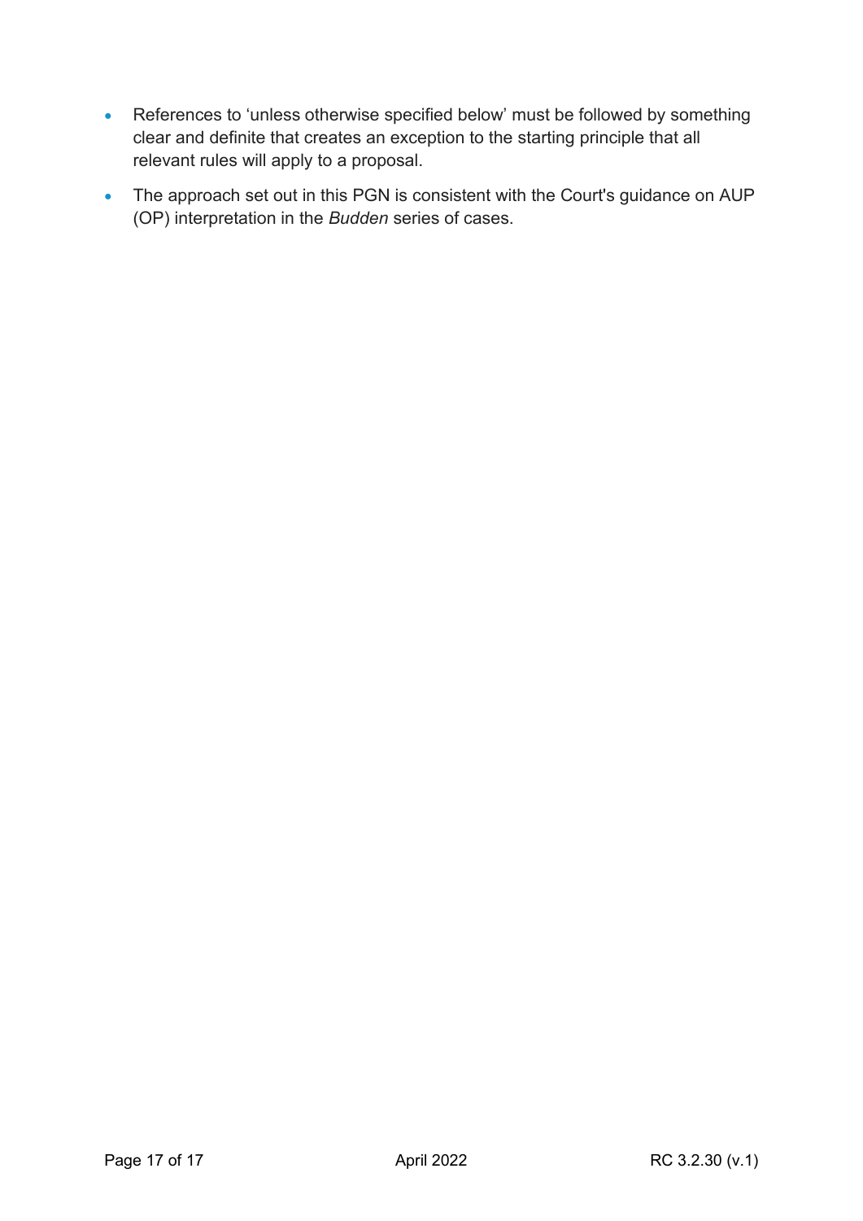- References to 'unless otherwise specified below' must be followed by something clear and definite that creates an exception to the starting principle that all relevant rules will apply to a proposal.
- The approach set out in this PGN is consistent with the Court's guidance on AUP (OP) interpretation in the *Budden* series of cases.